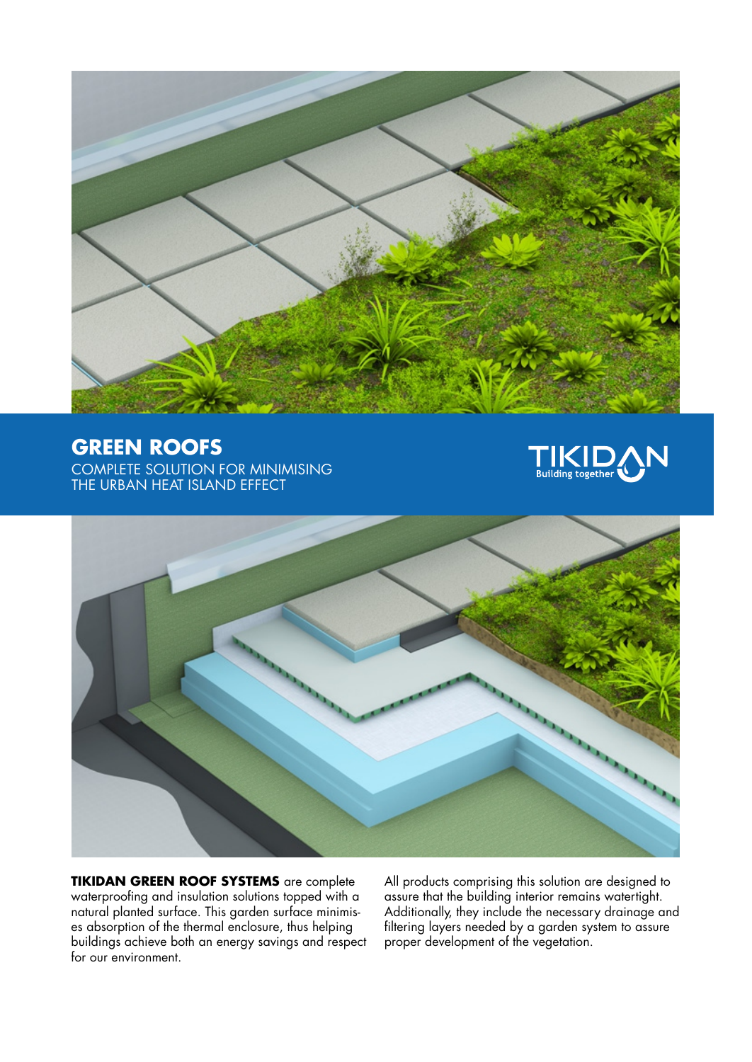# GREEN ROOFS

COMPLETE SOLUTION FOR MINIMISING THE URBAN HEAT ISLAND EFFECT

TIKIDAN
Building together

**TIKIDAN GREEN ROOF SYSTEMS** are complete waterproofing and insulation solutions topped with a natural planted surface. This garden surface minimises absorption of the thermal enclosure, thus helping buildings achieve both an energy savings and respect for our environment.

All products comprising this solution are designed to assure that the building interior remains watertight. Additionally, they include the necessary drainage and filtering layers needed by a garden system to assure proper development of the vegetation.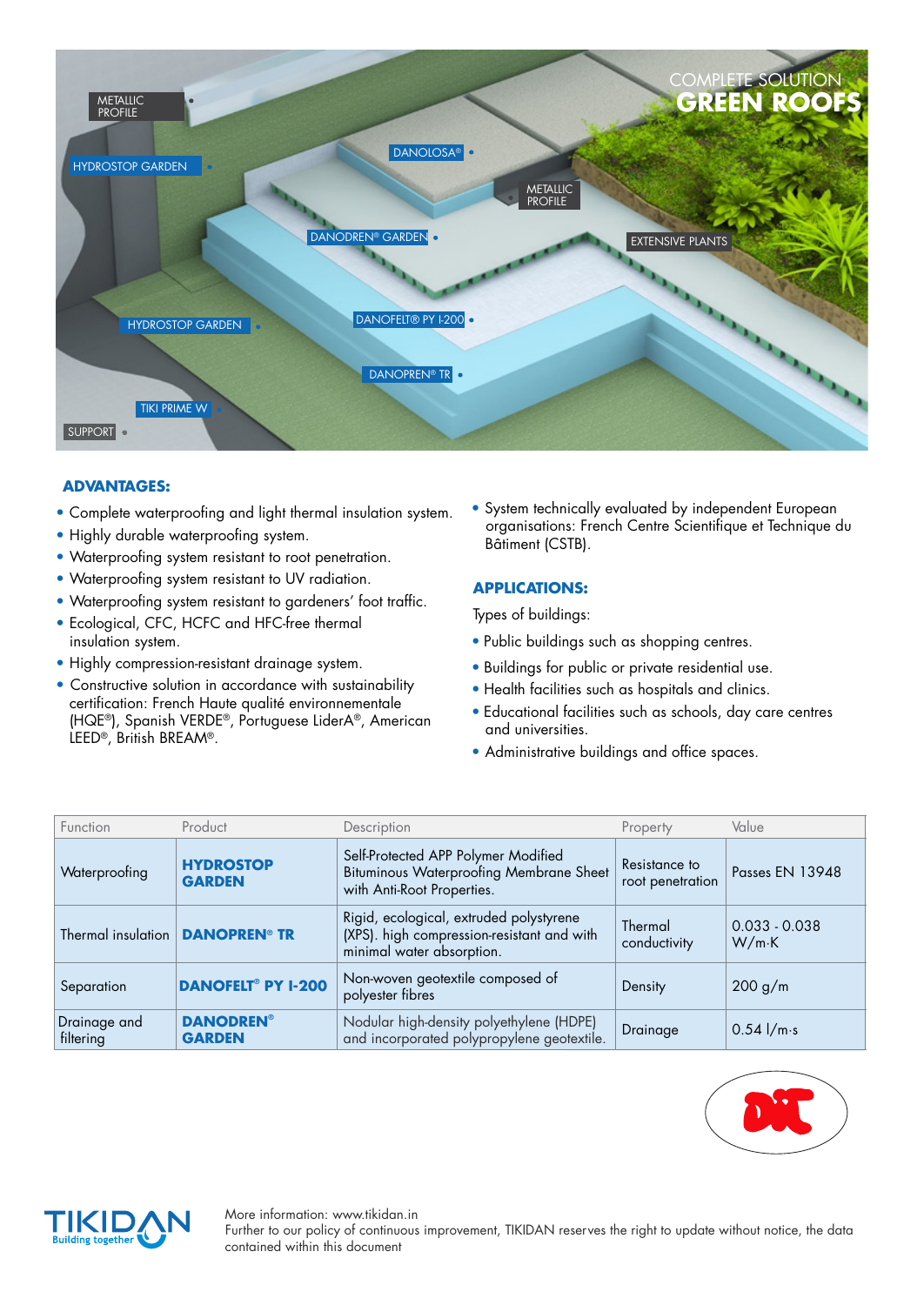COMPLETE SOLUTION
**GREEN ROOFS**

METALLIC PROFILE
HYDROSTOP GARDEN
DANOLOSA®
METALLIC PROFILE
DANODREN® GARDEN
EXTENSIVE PLANTS
HYDROSTOP GARDEN
DANOFELT® PY I-200
DANOPREN® TR
TIKI PRIME W
SUPPORT

## ADVANTAGES:

- Complete waterproofing and light thermal insulation system.
- Highly durable waterproofing system.
- Waterproofing system resistant to root penetration.
- Waterproofing system resistant to UV radiation.
- Waterproofing system resistant to gardeners' foot traffic.
- Ecological, CFC, HCFC and HFC-free thermal insulation system.
- Highly compression-resistant drainage system.
- Constructive solution in accordance with sustainability certification: French Haute qualité environnementale (HQE®), Spanish VERDE®, Portuguese LiderA®, American LEED®, British BREAM®.
- System technically evaluated by independent European organisations: French Centre Scientifique et Technique du Bâtiment (CSTB).

## APPLICATIONS:

Types of buildings:

- Public buildings such as shopping centres.
- Buildings for public or private residential use.
- Health facilities such as hospitals and clinics.
- Educational facilities such as schools, day care centres and universities.
- Administrative buildings and office spaces.

| Function | Product | Description | Property | Value |
|---|---|---|---|---|
| Waterproofing | **HYDROSTOP GARDEN** | Self-Protected APP Polymer Modified Bituminous Waterproofing Membrane Sheet with Anti-Root Properties. | Resistance to root penetration | Passes EN 13948 |
| Thermal insulation | **DANOPREN® TR** | Rigid, ecological, extruded polystyrene (XPS). high compression-resistant and with minimal water absorption. | Thermal conductivity | 0.033 - 0.038 W/m·K |
| Separation | **DANOFELT® PY I-200** | Non-woven geotextile composed of polyester fibres | Density | 200 g/m |
| Drainage and filtering | **DANODREN® GARDEN** | Nodular high-density polyethylene (HDPE) and incorporated polypropylene geotextile. | Drainage | 0.54 l/m·s |

TIKIDAN
Building together

More information: www.tikidan.in
Further to our policy of continuous improvement, TIKIDAN reserves the right to update without notice, the data contained within this document